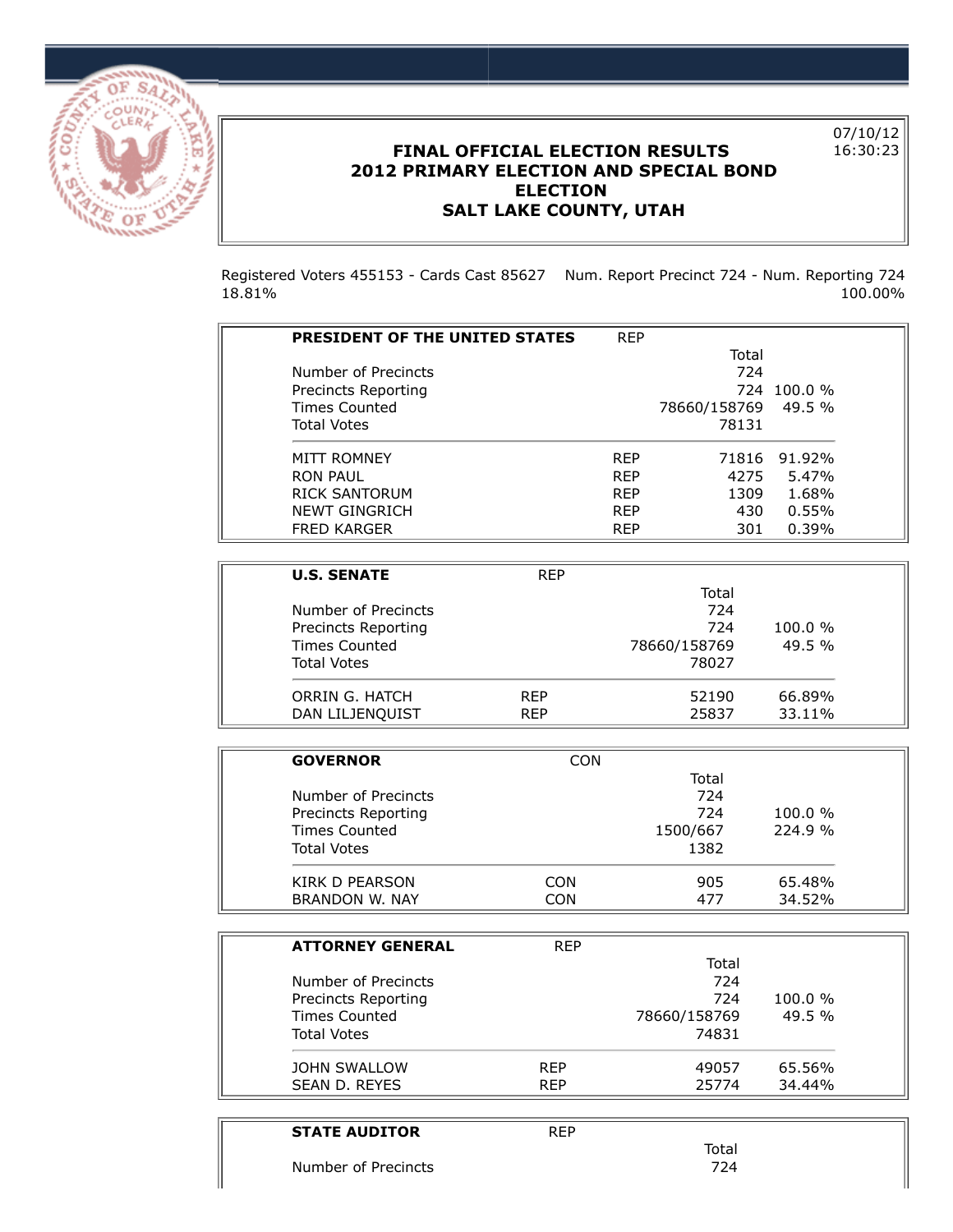# FINAL OFFICIAL ELECTION RESULTS
# 2012 PRIMARY ELECTION AND SPECIAL BOND ELECTION
# SALT LAKE COUNTY, UTAH

07/10/12
16:30:23

Registered Voters 455153 - Cards Cast 85627 18.81%

Num. Report Precinct 724 - Num. Reporting 724 100.00%

| **PRESIDENT OF THE UNITED STATES** | REP | Total | |
|---|---|---|---|
| Number of Precincts | | 724 | |
| Precincts Reporting | | 724 | 100.0 % |
| Times Counted | | 78660/158769 | 49.5 % |
| Total Votes | | 78131 | |
| MITT ROMNEY | REP | 71816 | 91.92% |
| RON PAUL | REP | 4275 | 5.47% |
| RICK SANTORUM | REP | 1309 | 1.68% |
| NEWT GINGRICH | REP | 430 | 0.55% |
| FRED KARGER | REP | 301 | 0.39% |

| **U.S. SENATE** | REP | Total | |
|---|---|---|---|
| Number of Precincts | | 724 | |
| Precincts Reporting | | 724 | 100.0 % |
| Times Counted | | 78660/158769 | 49.5 % |
| Total Votes | | 78027 | |
| ORRIN G. HATCH | REP | 52190 | 66.89% |
| DAN LILJENQUIST | REP | 25837 | 33.11% |

| **GOVERNOR** | CON | Total | |
|---|---|---|---|
| Number of Precincts | | 724 | |
| Precincts Reporting | | 724 | 100.0 % |
| Times Counted | | 1500/667 | 224.9 % |
| Total Votes | | 1382 | |
| KIRK D PEARSON | CON | 905 | 65.48% |
| BRANDON W. NAY | CON | 477 | 34.52% |

| **ATTORNEY GENERAL** | REP | Total | |
|---|---|---|---|
| Number of Precincts | | 724 | |
| Precincts Reporting | | 724 | 100.0 % |
| Times Counted | | 78660/158769 | 49.5 % |
| Total Votes | | 74831 | |
| JOHN SWALLOW | REP | 49057 | 65.56% |
| SEAN D. REYES | REP | 25774 | 34.44% |

| **STATE AUDITOR** | REP | Total | |
|---|---|---|---|
| Number of Precincts | | 724 | |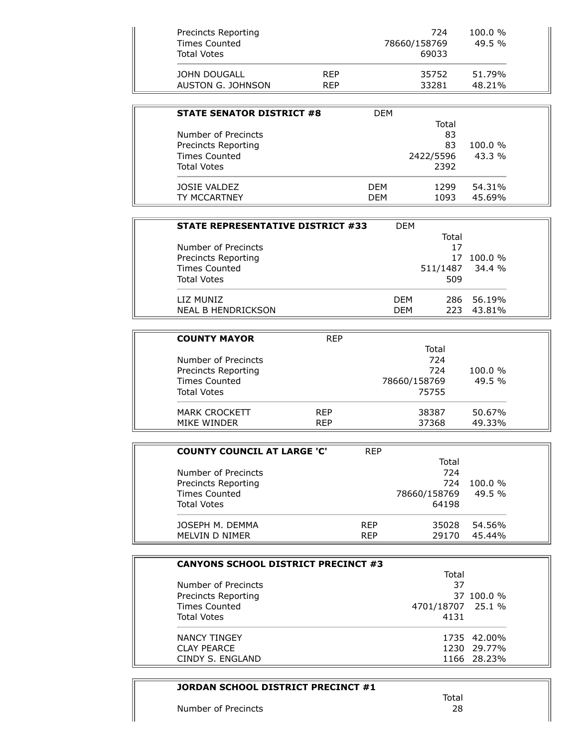| | | | |
|---|---|---|---|
| Precincts Reporting | | 724 | 100.0 % |
| Times Counted | | 78660/158769 | 49.5 % |
| Total Votes | | 69033 | |
| JOHN DOUGALL | REP | 35752 | 51.79% |
| AUSTON G. JOHNSON | REP | 33281 | 48.21% |

| **STATE SENATOR DISTRICT #8** | DEM | | |
|---|---|---|---|
| | | Total | |
| Number of Precincts | | 83 | |
| Precincts Reporting | | 83 | 100.0 % |
| Times Counted | | 2422/5596 | 43.3 % |
| Total Votes | | 2392 | |
| JOSIE VALDEZ | DEM | 1299 | 54.31% |
| TY MCCARTNEY | DEM | 1093 | 45.69% |

| **STATE REPRESENTATIVE DISTRICT #33** | DEM | | |
|---|---|---|---|
| | | Total | |
| Number of Precincts | | 17 | |
| Precincts Reporting | | 17 | 100.0 % |
| Times Counted | | 511/1487 | 34.4 % |
| Total Votes | | 509 | |
| LIZ MUNIZ | DEM | 286 | 56.19% |
| NEAL B HENDRICKSON | DEM | 223 | 43.81% |

| **COUNTY MAYOR** | REP | | |
|---|---|---|---|
| | | Total | |
| Number of Precincts | | 724 | |
| Precincts Reporting | | 724 | 100.0 % |
| Times Counted | | 78660/158769 | 49.5 % |
| Total Votes | | 75755 | |
| MARK CROCKETT | REP | 38387 | 50.67% |
| MIKE WINDER | REP | 37368 | 49.33% |

| **COUNTY COUNCIL AT LARGE 'C'** | REP | | |
|---|---|---|---|
| | | Total | |
| Number of Precincts | | 724 | |
| Precincts Reporting | | 724 | 100.0 % |
| Times Counted | | 78660/158769 | 49.5 % |
| Total Votes | | 64198 | |
| JOSEPH M. DEMMA | REP | 35028 | 54.56% |
| MELVIN D NIMER | REP | 29170 | 45.44% |

| **CANYONS SCHOOL DISTRICT PRECINCT #3** | | |
|---|---|---|
| | Total | |
| Number of Precincts | 37 | |
| Precincts Reporting | 37 | 100.0 % |
| Times Counted | 4701/18707 | 25.1 % |
| Total Votes | 4131 | |
| NANCY TINGEY | 1735 | 42.00% |
| CLAY PEARCE | 1230 | 29.77% |
| CINDY S. ENGLAND | 1166 | 28.23% |

| **JORDAN SCHOOL DISTRICT PRECINCT #1** | | |
|---|---|---|
| | Total | |
| Number of Precincts | 28 | |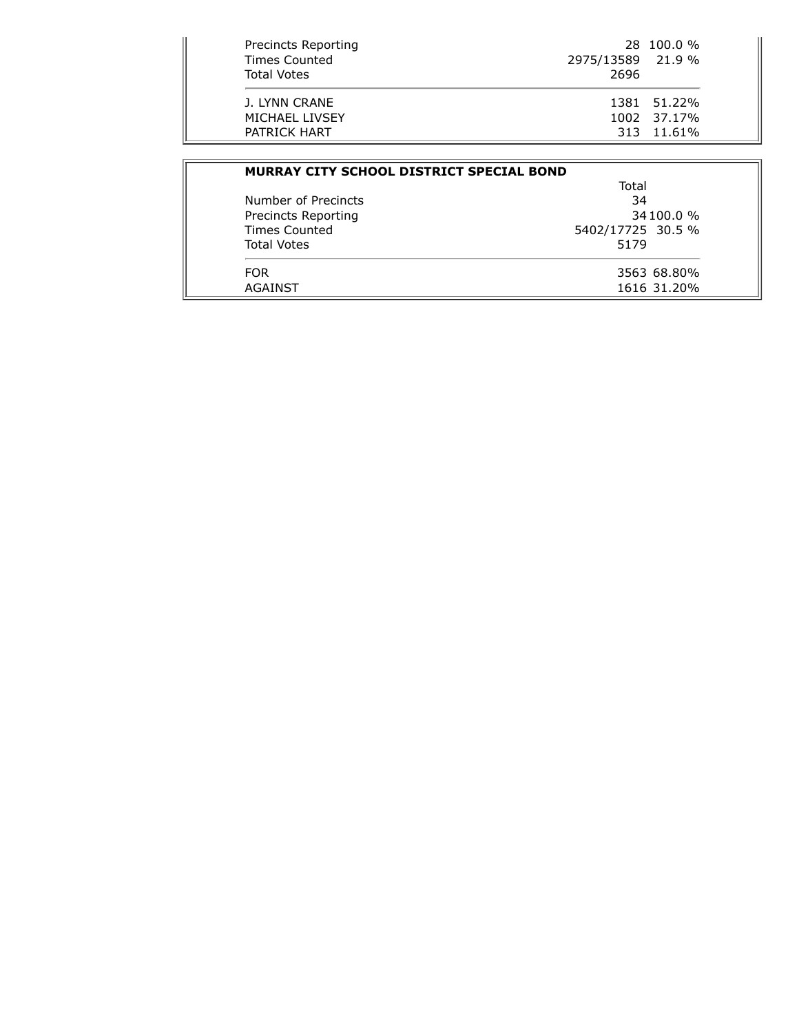| | | |
|---|---|---|
| Precincts Reporting | 28 | 100.0 % |
| Times Counted | 2975/13589 | 21.9 % |
| Total Votes | 2696 | |
| J. LYNN CRANE | 1381 | 51.22% |
| MICHAEL LIVSEY | 1002 | 37.17% |
| PATRICK HART | 313 | 11.61% |

**MURRAY CITY SCHOOL DISTRICT SPECIAL BOND**

| | Total | |
|---|---|---|
| Number of Precincts | 34 | |
| Precincts Reporting | 34 | 100.0 % |
| Times Counted | 5402/17725 | 30.5 % |
| Total Votes | 5179 | |
| FOR | 3563 | 68.80% |
| AGAINST | 1616 | 31.20% |